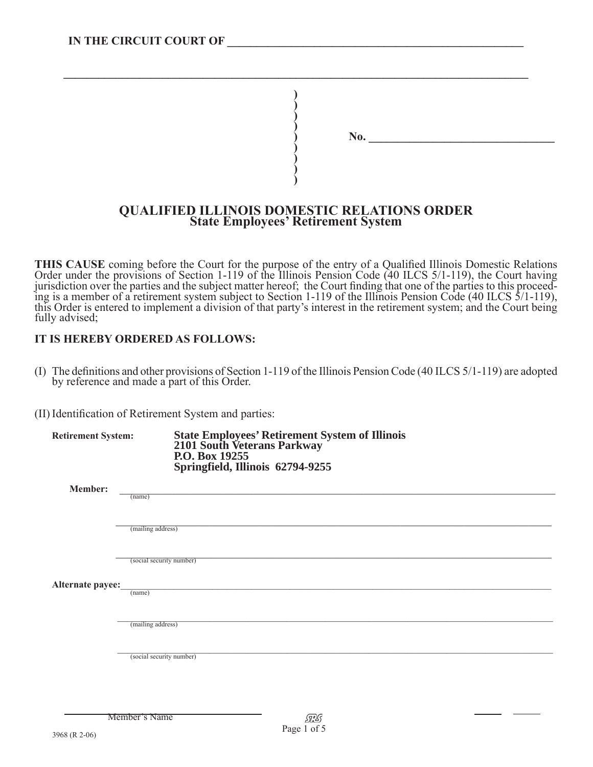**IN THE CIRCUIT COURT OF \_\_\_\_\_\_\_\_\_\_\_\_\_\_\_\_\_\_\_\_\_\_\_\_\_\_\_\_\_\_\_\_\_\_\_\_\_\_\_\_\_\_\_\_\_\_\_\_\_\_\_\_\_\_**

\_\_\_\_\_\_\_\_\_\_\_\_\_\_\_\_\_\_\_\_\_\_\_\_\_\_\_\_\_\_\_\_\_\_\_\_\_\_\_\_\_\_\_\_\_\_\_\_\_\_\_\_\_\_\_\_\_\_\_\_\_\_\_\_\_\_\_\_\_\_\_\_\_\_\_\_\_\_\_\_

)
)
)
)
) **No. \_\_\_\_\_\_\_\_\_\_\_\_\_\_\_\_\_\_\_\_\_\_\_\_\_\_\_\_\_\_\_\_\_\_**
)
)
)
)

# QUALIFIED ILLINOIS DOMESTIC RELATIONS ORDER
## State Employees' Retirement System

**THIS CAUSE** coming before the Court for the purpose of the entry of a Qualified Illinois Domestic Relations Order under the provisions of Section 1-119 of the Illinois Pension Code (40 ILCS 5/1-119), the Court having jurisdiction over the parties and the subject matter hereof; the Court finding that one of the parties to this proceeding is a member of a retirement system subject to Section 1-119 of the Illinois Pension Code (40 ILCS 5/1-119), this Order is entered to implement a division of that party's interest in the retirement system; and the Court being fully advised;

**IT IS HEREBY ORDERED AS FOLLOWS:**

(I) The definitions and other provisions of Section 1-119 of the Illinois Pension Code (40 ILCS 5/1-119) are adopted by reference and made a part of this Order.

(II) Identification of Retirement System and parties:

**Retirement System:** **State Employees' Retirement System of Illinois**
**2101 South Veterans Parkway**
**P.O. Box 19255**
**Springfield, Illinois 62794-9255**

**Member:** \_\_\_\_\_\_\_\_\_\_\_\_\_\_\_\_\_\_\_\_\_\_\_\_\_\_\_\_\_\_\_\_\_\_\_\_\_\_\_\_\_\_\_\_\_\_\_\_\_\_\_\_\_\_\_\_
(name)

\_\_\_\_\_\_\_\_\_\_\_\_\_\_\_\_\_\_\_\_\_\_\_\_\_\_\_\_\_\_\_\_\_\_\_\_\_\_\_\_\_\_\_\_\_\_\_\_\_\_\_\_\_\_\_\_
(mailing address)

\_\_\_\_\_\_\_\_\_\_\_\_\_\_\_\_\_\_\_\_\_\_\_\_\_\_\_\_\_\_\_\_\_\_\_\_\_\_\_\_\_\_\_\_\_\_\_\_\_\_\_\_\_\_\_\_
(social security number)

**Alternate payee:** \_\_\_\_\_\_\_\_\_\_\_\_\_\_\_\_\_\_\_\_\_\_\_\_\_\_\_\_\_\_\_\_\_\_\_\_\_\_\_\_\_\_\_\_\_\_\_\_\_\_\_\_\_\_\_\_
(name)

\_\_\_\_\_\_\_\_\_\_\_\_\_\_\_\_\_\_\_\_\_\_\_\_\_\_\_\_\_\_\_\_\_\_\_\_\_\_\_\_\_\_\_\_\_\_\_\_\_\_\_\_\_\_\_\_
(mailing address)

\_\_\_\_\_\_\_\_\_\_\_\_\_\_\_\_\_\_\_\_\_\_\_\_\_\_\_\_\_\_\_\_\_\_\_\_\_\_\_\_\_\_\_\_\_\_\_\_\_\_\_\_\_\_\_\_
(social security number)

\_\_\_\_\_\_\_\_\_\_\_\_\_\_\_\_\_\_\_\_\_\_\_\_\_\_\_\_\_\_\_\_
Member's Name

3968 (R 2-06)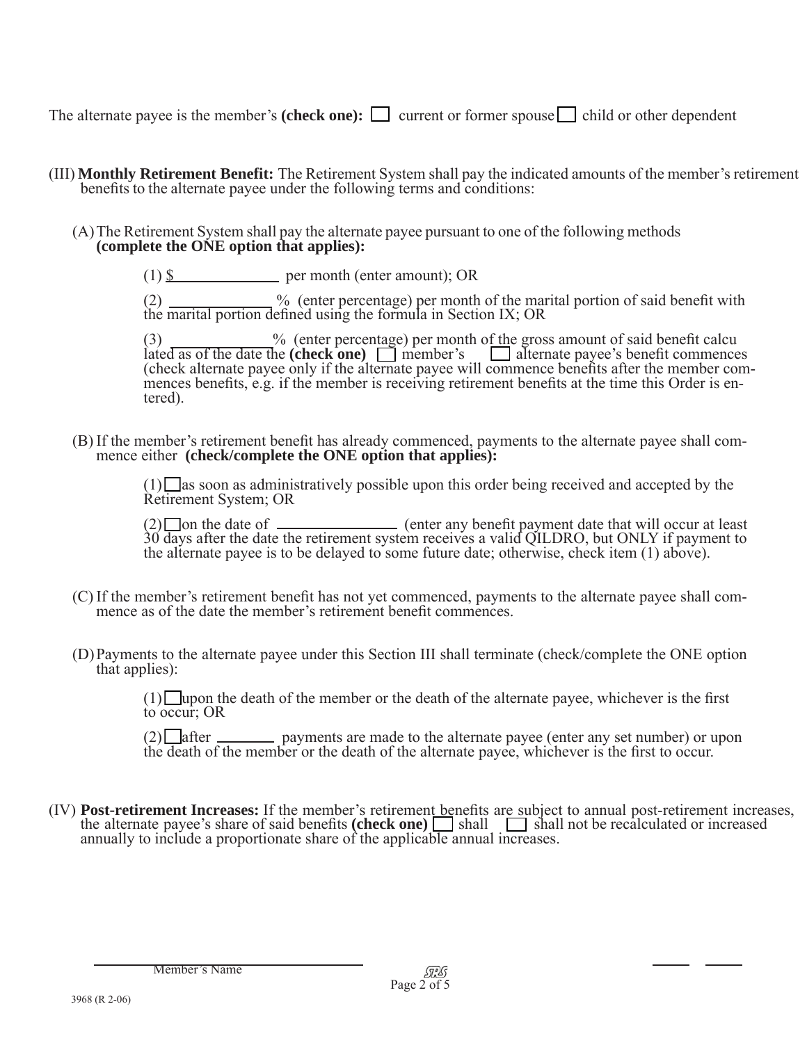The alternate payee is the member's **(check one):** ☐ current or former spouse ☐ child or other dependent

(III) **Monthly Retirement Benefit:** The Retirement System shall pay the indicated amounts of the member's retirement benefits to the alternate payee under the following terms and conditions:

(A) The Retirement System shall pay the alternate payee pursuant to one of the following methods **(complete the ONE option that applies):**

(1) $_____________ per month (enter amount); OR

(2) _____________% (enter percentage) per month of the marital portion of said benefit with the marital portion defined using the formula in Section IX; OR

(3) _____________% (enter percentage) per month of the gross amount of said benefit calculated as of the date the **(check one)** ☐ member's ☐ alternate payee's benefit commences (check alternate payee only if the alternate payee will commence benefits after the member commences benefits, e.g. if the member is receiving retirement benefits at the time this Order is entered).

(B) If the member's retirement benefit has already commenced, payments to the alternate payee shall commence either **(check/complete the ONE option that applies):**

(1) ☐ as soon as administratively possible upon this order being received and accepted by the Retirement System; OR

(2) ☐ on the date of _______________ (enter any benefit payment date that will occur at least 30 days after the date the retirement system receives a valid QILDRO, but ONLY if payment to the alternate payee is to be delayed to some future date; otherwise, check item (1) above).

(C) If the member's retirement benefit has not yet commenced, payments to the alternate payee shall commence as of the date the member's retirement benefit commences.

(D) Payments to the alternate payee under this Section III shall terminate (check/complete the ONE option that applies):

(1) ☐ upon the death of the member or the death of the alternate payee, whichever is the first to occur; OR

(2) ☐ after ________ payments are made to the alternate payee (enter any set number) or upon the death of the member or the death of the alternate payee, whichever is the first to occur.

(IV) **Post-retirement Increases:** If the member's retirement benefits are subject to annual post-retirement increases, the alternate payee's share of said benefits **(check one)** ☐ shall ☐ shall not be recalculated or increased annually to include a proportionate share of the applicable annual increases.

______________________________
Member's Name

3968 (R 2-06)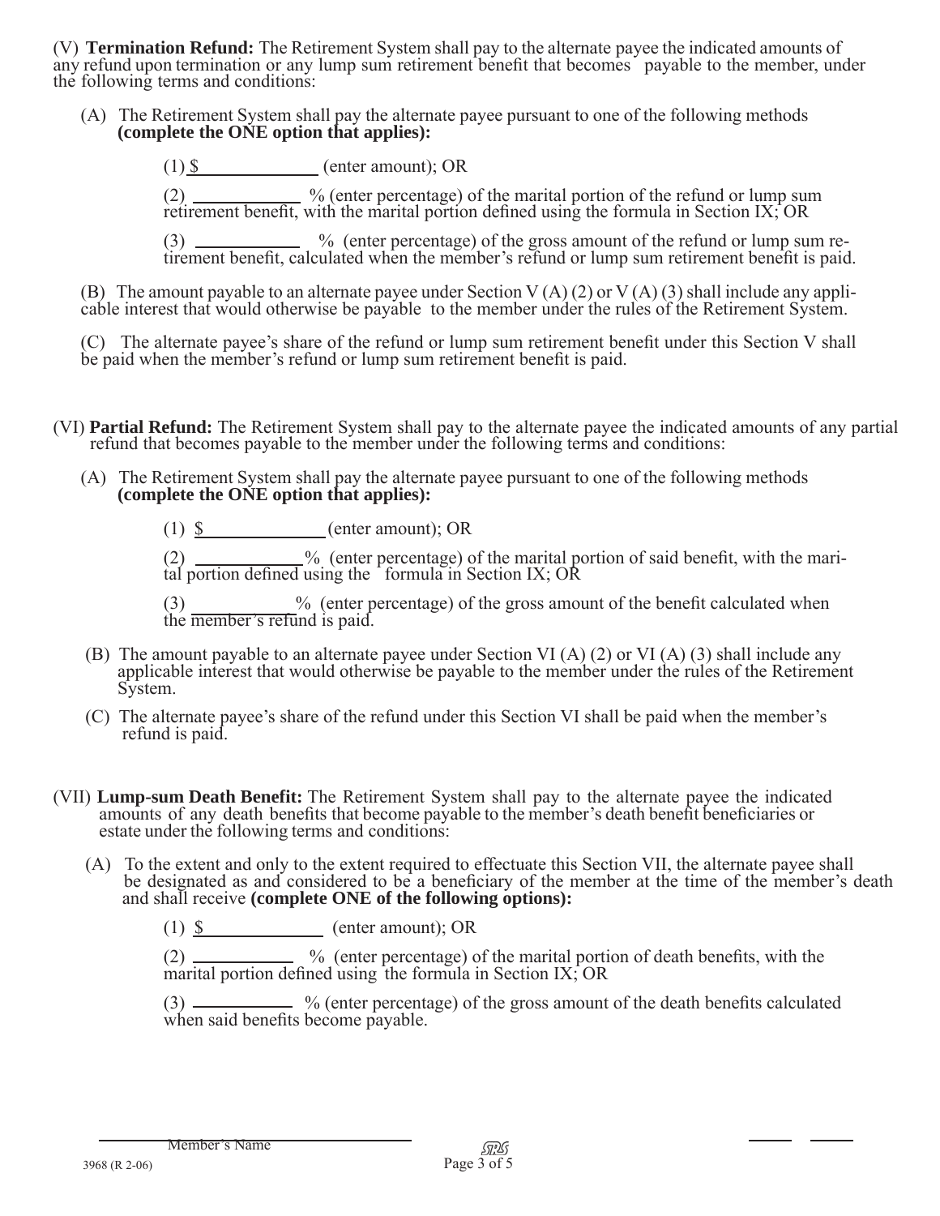(V) **Termination Refund:** The Retirement System shall pay to the alternate payee the indicated amounts of any refund upon termination or any lump sum retirement benefit that becomes payable to the member, under the following terms and conditions:

(A) The Retirement System shall pay the alternate payee pursuant to one of the following methods **(complete the ONE option that applies):**

(1) $\_\_\_\_\_\_\_\_\_\_\_\_ (enter amount); OR

(2) \_\_\_\_\_\_\_\_\_\_\_ % (enter percentage) of the marital portion of the refund or lump sum retirement benefit, with the marital portion defined using the formula in Section IX; OR

(3) \_\_\_\_\_\_\_\_\_\_\_ % (enter percentage) of the gross amount of the refund or lump sum retirement benefit, calculated when the member's refund or lump sum retirement benefit is paid.

(B) The amount payable to an alternate payee under Section V (A) (2) or V (A) (3) shall include any applicable interest that would otherwise be payable to the member under the rules of the Retirement System.

(C) The alternate payee's share of the refund or lump sum retirement benefit under this Section V shall be paid when the member's refund or lump sum retirement benefit is paid.

(VI) **Partial Refund:** The Retirement System shall pay to the alternate payee the indicated amounts of any partial refund that becomes payable to the member under the following terms and conditions:

(A) The Retirement System shall pay the alternate payee pursuant to one of the following methods **(complete the ONE option that applies):**

(1) $\_\_\_\_\_\_\_\_\_\_\_\_ (enter amount); OR

(2) \_\_\_\_\_\_\_\_\_\_\_ % (enter percentage) of the marital portion of said benefit, with the marital portion defined using the formula in Section IX; OR

(3) \_\_\_\_\_\_\_\_\_\_\_ % (enter percentage) of the gross amount of the benefit calculated when the member's refund is paid.

(B) The amount payable to an alternate payee under Section VI (A) (2) or VI (A) (3) shall include any applicable interest that would otherwise be payable to the member under the rules of the Retirement System.

(C) The alternate payee's share of the refund under this Section VI shall be paid when the member's refund is paid.

(VII) **Lump-sum Death Benefit:** The Retirement System shall pay to the alternate payee the indicated amounts of any death benefits that become payable to the member's death benefit beneficiaries or estate under the following terms and conditions:

(A) To the extent and only to the extent required to effectuate this Section VII, the alternate payee shall be designated as and considered to be a beneficiary of the member at the time of the member's death and shall receive **(complete ONE of the following options):**

(1) $\_\_\_\_\_\_\_\_\_\_\_\_ (enter amount); OR

(2) \_\_\_\_\_\_\_\_\_\_\_ % (enter percentage) of the marital portion of death benefits, with the marital portion defined using the formula in Section IX; OR

(3) \_\_\_\_\_\_\_\_\_\_\_ % (enter percentage) of the gross amount of the death benefits calculated when said benefits become payable.

\_\_\_\_\_\_\_\_\_\_\_\_\_\_\_\_\_\_\_\_\_\_\_\_\_\_\_\_
Member's Name

3968 (R 2-06)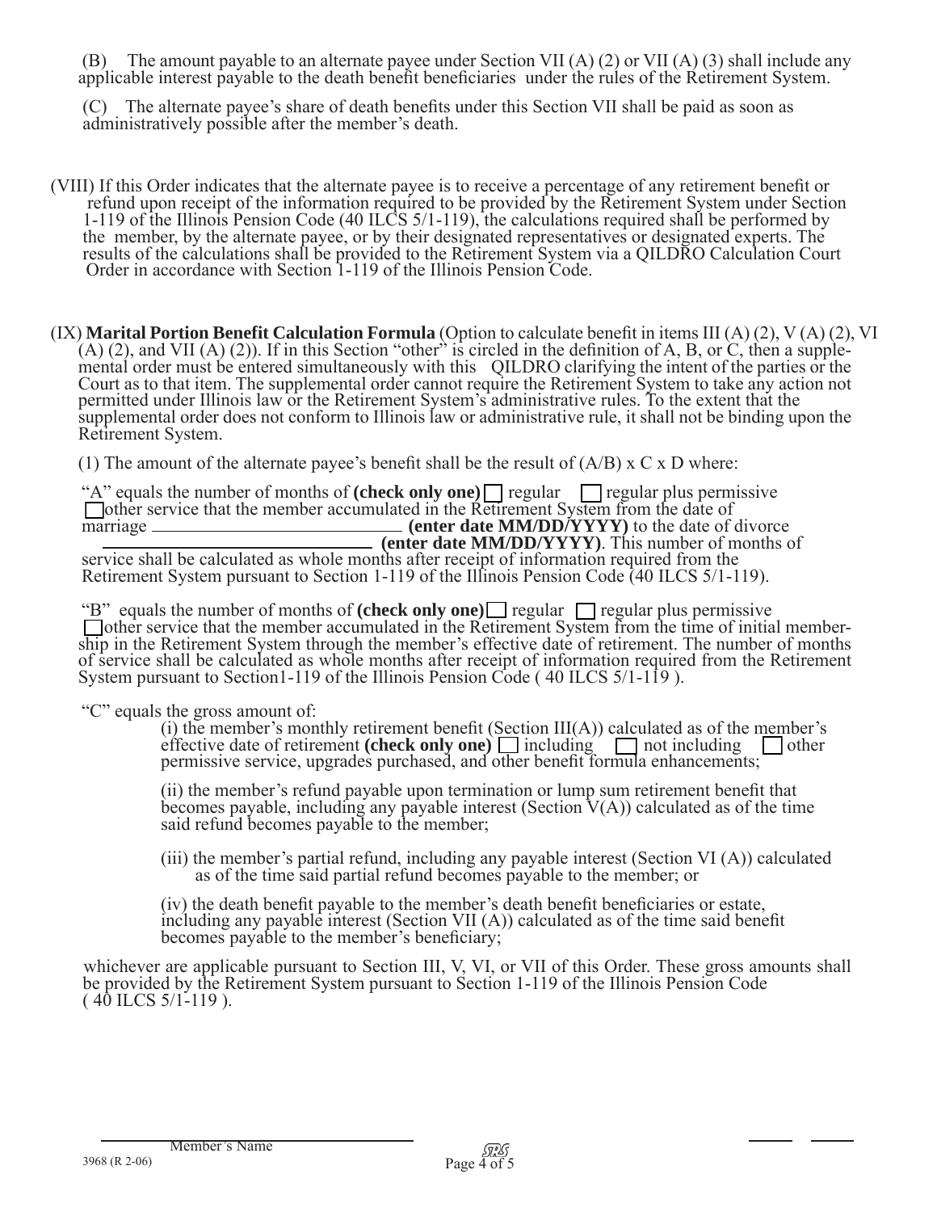(B) The amount payable to an alternate payee under Section VII (A) (2) or VII (A) (3) shall include any applicable interest payable to the death benefit beneficiaries under the rules of the Retirement System.

(C) The alternate payee's share of death benefits under this Section VII shall be paid as soon as administratively possible after the member's death.

(VIII) If this Order indicates that the alternate payee is to receive a percentage of any retirement benefit or refund upon receipt of the information required to be provided by the Retirement System under Section 1-119 of the Illinois Pension Code (40 ILCS 5/1-119), the calculations required shall be performed by the member, by the alternate payee, or by their designated representatives or designated experts. The results of the calculations shall be provided to the Retirement System via a QILDRO Calculation Court Order in accordance with Section 1-119 of the Illinois Pension Code.

(IX) **Marital Portion Benefit Calculation Formula** (Option to calculate benefit in items III (A) (2), V (A) (2), VI (A) (2), and VII (A) (2)). If in this Section "other" is circled in the definition of A, B, or C, then a supplemental order must be entered simultaneously with this QILDRO clarifying the intent of the parties or the Court as to that item. The supplemental order cannot require the Retirement System to take any action not permitted under Illinois law or the Retirement System's administrative rules. To the extent that the supplemental order does not conform to Illinois law or administrative rule, it shall not be binding upon the Retirement System.

(1) The amount of the alternate payee's benefit shall be the result of (A/B) x C x D where:

"A" equals the number of months of **(check only one)** ☐ regular ☐ regular plus permissive ☐ other service that the member accumulated in the Retirement System from the date of marriage ______________________ **(enter date MM/DD/YYYY)** to the date of divorce ______________________ **(enter date MM/DD/YYYY)**. This number of months of service shall be calculated as whole months after receipt of information required from the Retirement System pursuant to Section 1-119 of the Illinois Pension Code (40 ILCS 5/1-119).

"B" equals the number of months of **(check only one)** ☐ regular ☐ regular plus permissive ☐ other service that the member accumulated in the Retirement System from the time of initial membership in the Retirement System through the member's effective date of retirement. The number of months of service shall be calculated as whole months after receipt of information required from the Retirement System pursuant to Section1-119 of the Illinois Pension Code ( 40 ILCS 5/1-119 ).

"C" equals the gross amount of:

(i) the member's monthly retirement benefit (Section III(A)) calculated as of the member's effective date of retirement **(check only one)** ☐ including ☐ not including ☐ other permissive service, upgrades purchased, and other benefit formula enhancements;

(ii) the member's refund payable upon termination or lump sum retirement benefit that becomes payable, including any payable interest (Section V(A)) calculated as of the time said refund becomes payable to the member;

(iii) the member's partial refund, including any payable interest (Section VI (A)) calculated as of the time said partial refund becomes payable to the member; or

(iv) the death benefit payable to the member's death benefit beneficiaries or estate, including any payable interest (Section VII (A)) calculated as of the time said benefit becomes payable to the member's beneficiary;

whichever are applicable pursuant to Section III, V, VI, or VII of this Order. These gross amounts shall be provided by the Retirement System pursuant to Section 1-119 of the Illinois Pension Code ( 40 ILCS 5/1-119 ).

______________________
Member's Name

3968 (R 2-06)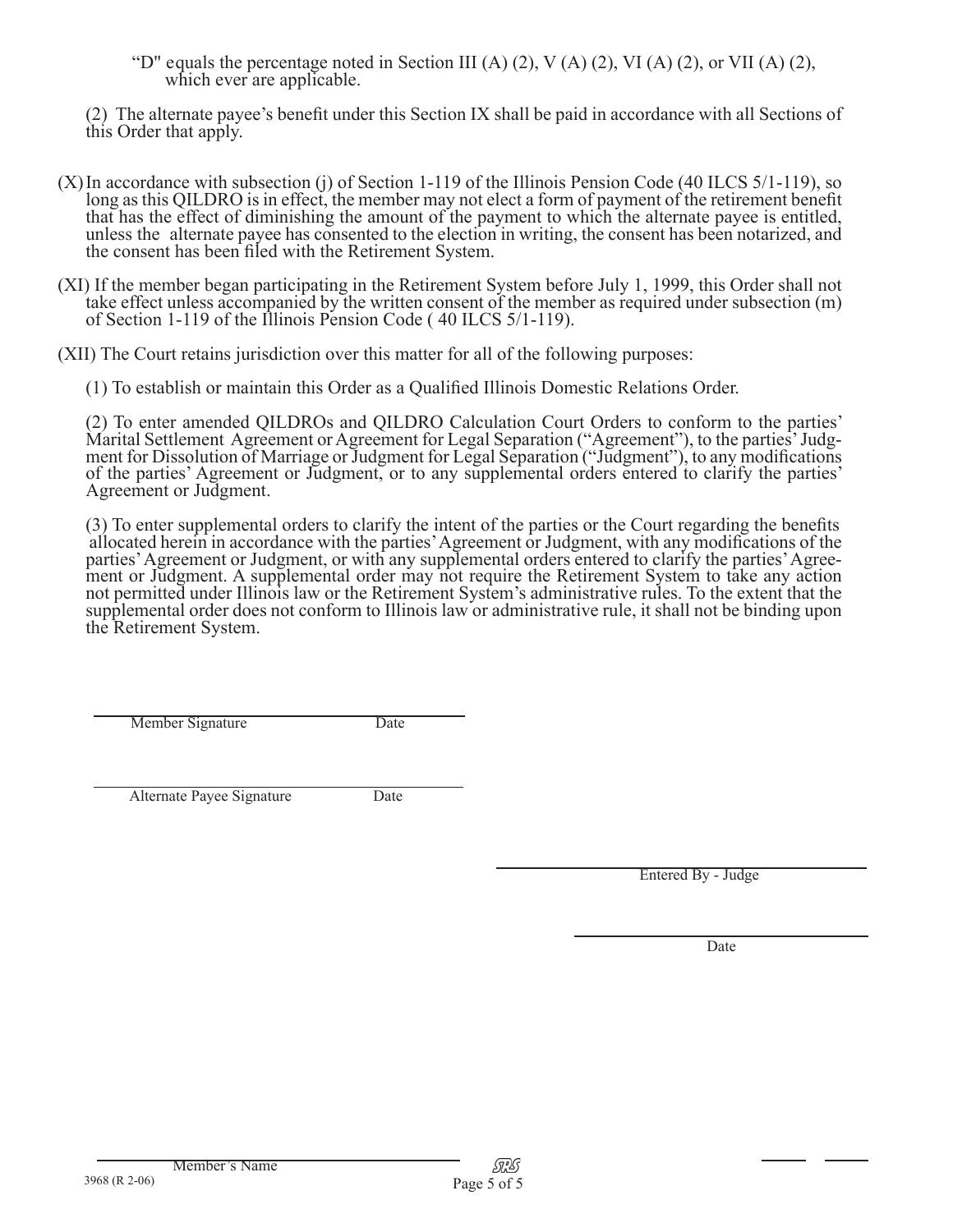"D" equals the percentage noted in Section III (A) (2), V (A) (2), VI (A) (2), or VII (A) (2), which ever are applicable.

(2) The alternate payee's benefit under this Section IX shall be paid in accordance with all Sections of this Order that apply.

(X) In accordance with subsection (j) of Section 1-119 of the Illinois Pension Code (40 ILCS 5/1-119), so long as this QILDRO is in effect, the member may not elect a form of payment of the retirement benefit that has the effect of diminishing the amount of the payment to which the alternate payee is entitled, unless the alternate payee has consented to the election in writing, the consent has been notarized, and the consent has been filed with the Retirement System.

(XI) If the member began participating in the Retirement System before July 1, 1999, this Order shall not take effect unless accompanied by the written consent of the member as required under subsection (m) of Section 1-119 of the Illinois Pension Code ( 40 ILCS 5/1-119).

(XII) The Court retains jurisdiction over this matter for all of the following purposes:

(1) To establish or maintain this Order as a Qualified Illinois Domestic Relations Order.

(2) To enter amended QILDROs and QILDRO Calculation Court Orders to conform to the parties' Marital Settlement Agreement or Agreement for Legal Separation ("Agreement"), to the parties' Judgment for Dissolution of Marriage or Judgment for Legal Separation ("Judgment"), to any modifications of the parties' Agreement or Judgment, or to any supplemental orders entered to clarify the parties' Agreement or Judgment.

(3) To enter supplemental orders to clarify the intent of the parties or the Court regarding the benefits allocated herein in accordance with the parties' Agreement or Judgment, with any modifications of the parties' Agreement or Judgment, or with any supplemental orders entered to clarify the parties' Agreement or Judgment. A supplemental order may not require the Retirement System to take any action not permitted under Illinois law or the Retirement System's administrative rules. To the extent that the supplemental order does not conform to Illinois law or administrative rule, it shall not be binding upon the Retirement System.

______________________________
Member Signature Date

______________________________
Alternate Payee Signature Date

______________________________
Entered By - Judge

______________________________
Date

______________________________
Member's Name

3968 (R 2-06)